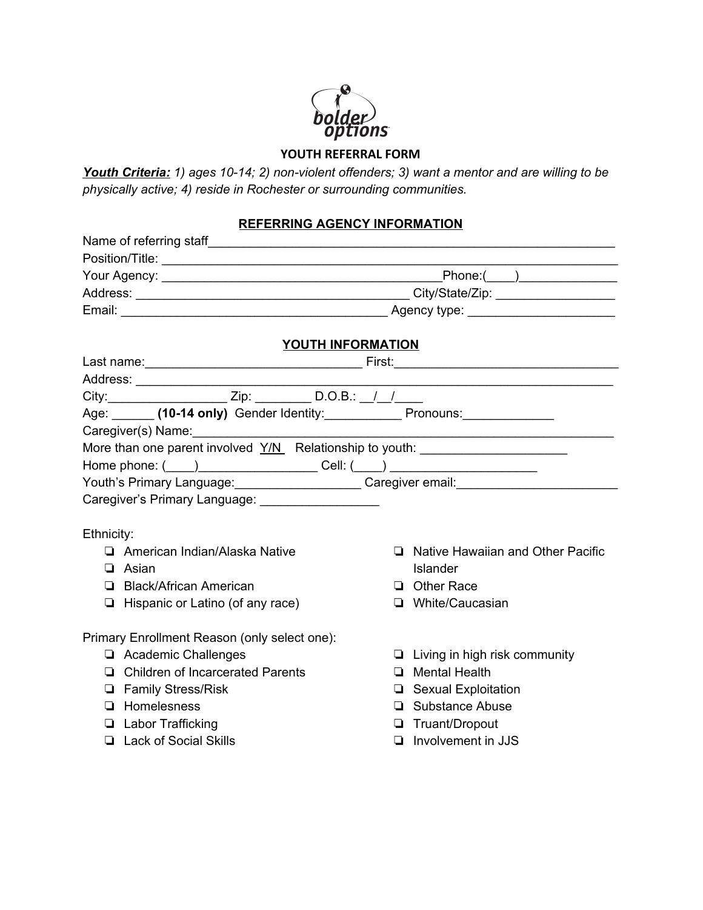bolder options

## YOUTH REFERRAL FORM

***Youth Criteria:*** *1) ages 10-14; 2) non-violent offenders; 3) want a mentor and are willing to be physically active; 4) reside in Rochester or surrounding communities.*

### REFERRING AGENCY INFORMATION

Name of referring staff_______________________________________________________________

Position/Title: _______________________________________________________________

Your Agency: ________________________________________Phone:(____)______________

Address: ________________________________________ City/State/Zip: _________________

Email: _______________________________________ Agency type: _____________________

### YOUTH INFORMATION

Last name:_______________________________ First:________________________________

Address: ____________________________________________________________________

City:_________________ Zip: ________ D.O.B.: __/__/____

Age: ______ **(10-14 only)** Gender Identity:___________ Pronouns:_____________

Caregiver(s) Name:_____________________________________________________________

More than one parent involved Y/N Relationship to youth: _____________________

Home phone: (____)_________________ Cell: (____) _____________________

Youth's Primary Language:__________________ Caregiver email:_______________________

Caregiver's Primary Language: _________________

Ethnicity:

- ❏ American Indian/Alaska Native
- ❏ Asian
- ❏ Black/African American
- ❏ Hispanic or Latino (of any race)
- ❏ Native Hawaiian and Other Pacific Islander
- ❏ Other Race
- ❏ White/Caucasian

Primary Enrollment Reason (only select one):

- ❏ Academic Challenges
- ❏ Children of Incarcerated Parents
- ❏ Family Stress/Risk
- ❏ Homelessness
- ❏ Labor Trafficking
- ❏ Lack of Social Skills
- ❏ Living in high risk community
- ❏ Mental Health
- ❏ Sexual Exploitation
- ❏ Substance Abuse
- ❏ Truant/Dropout
- ❏ Involvement in JJS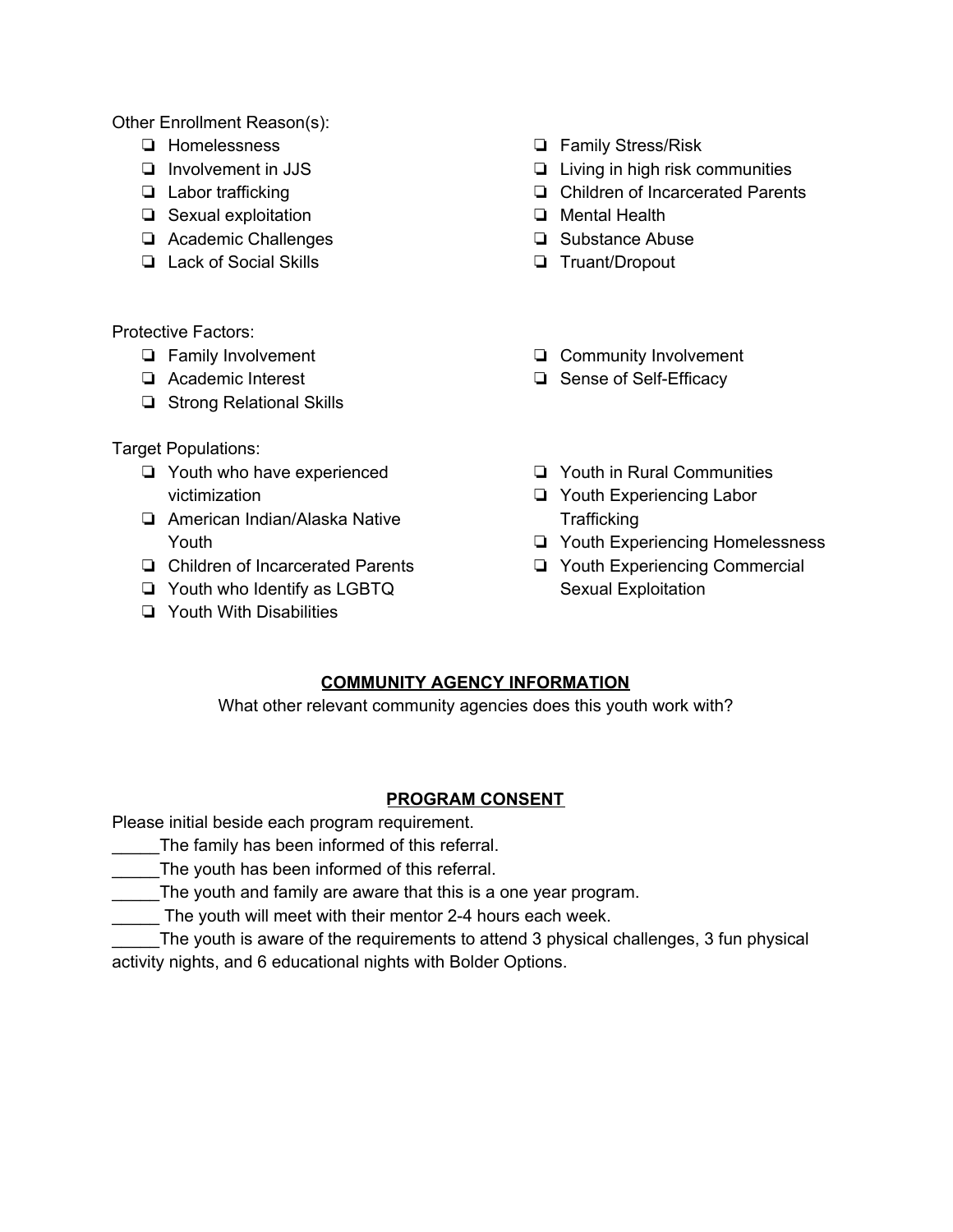Other Enrollment Reason(s):

- ❏ Homelessness
- ❏ Involvement in JJS
- ❏ Labor trafficking
- ❏ Sexual exploitation
- ❏ Academic Challenges
- ❏ Lack of Social Skills
- ❏ Family Stress/Risk
- ❏ Living in high risk communities
- ❏ Children of Incarcerated Parents
- ❏ Mental Health
- ❏ Substance Abuse
- ❏ Truant/Dropout

Protective Factors:

- ❏ Family Involvement
- ❏ Academic Interest
- ❏ Strong Relational Skills
- ❏ Community Involvement
- ❏ Sense of Self-Efficacy

Target Populations:

- ❏ Youth who have experienced victimization
- ❏ American Indian/Alaska Native Youth
- ❏ Children of Incarcerated Parents
- ❏ Youth who Identify as LGBTQ
- ❏ Youth With Disabilities
- ❏ Youth in Rural Communities
- ❏ Youth Experiencing Labor Trafficking
- ❏ Youth Experiencing Homelessness
- ❏ Youth Experiencing Commercial Sexual Exploitation

## COMMUNITY AGENCY INFORMATION

What other relevant community agencies does this youth work with?

## PROGRAM CONSENT

Please initial beside each program requirement.

_____The family has been informed of this referral.

_____The youth has been informed of this referral.

_____The youth and family are aware that this is a one year program.

_____ The youth will meet with their mentor 2-4 hours each week.

_____The youth is aware of the requirements to attend 3 physical challenges, 3 fun physical activity nights, and 6 educational nights with Bolder Options.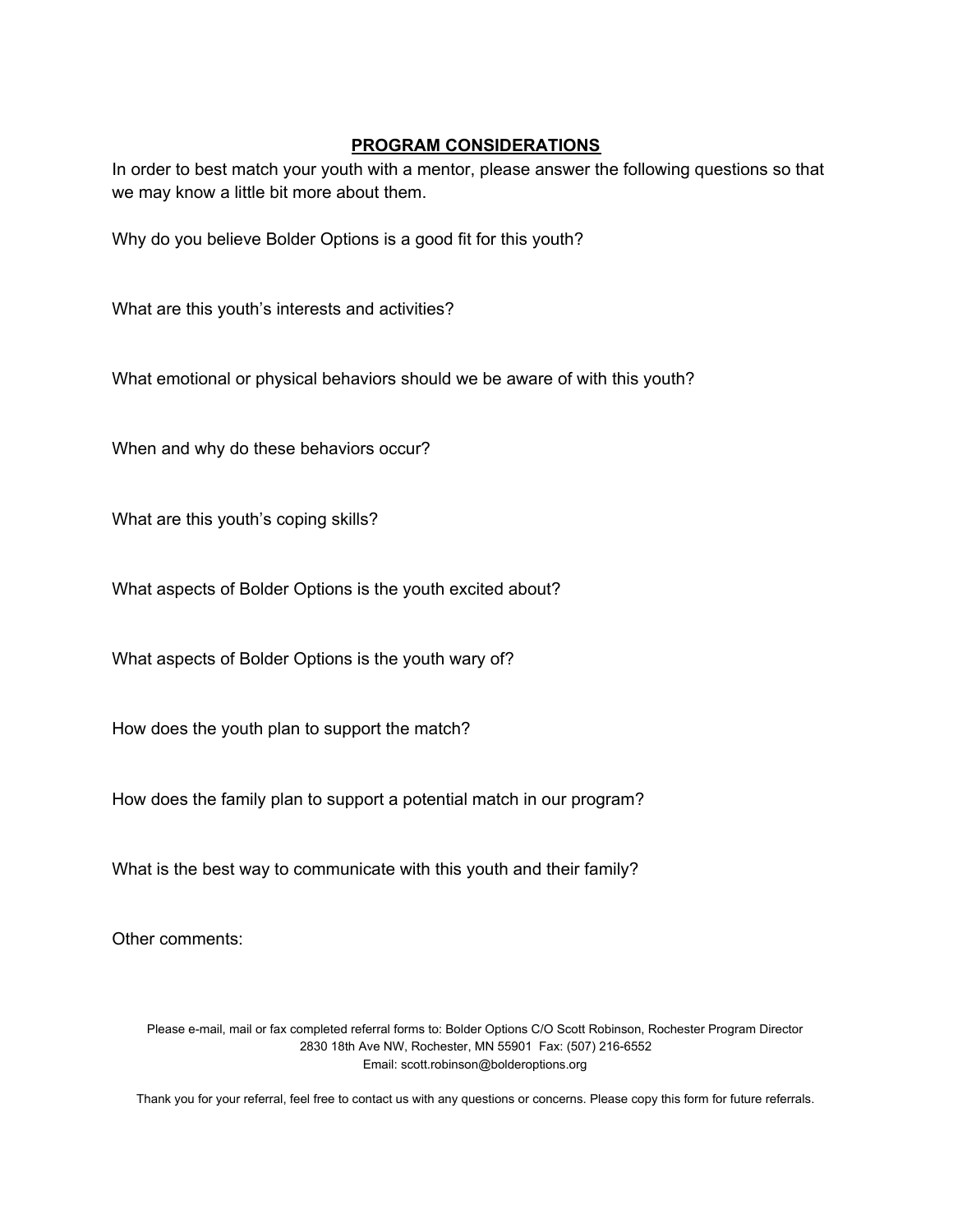## PROGRAM CONSIDERATIONS

In order to best match your youth with a mentor, please answer the following questions so that we may know a little bit more about them.

Why do you believe Bolder Options is a good fit for this youth?

What are this youth's interests and activities?

What emotional or physical behaviors should we be aware of with this youth?

When and why do these behaviors occur?

What are this youth's coping skills?

What aspects of Bolder Options is the youth excited about?

What aspects of Bolder Options is the youth wary of?

How does the youth plan to support the match?

How does the family plan to support a potential match in our program?

What is the best way to communicate with this youth and their family?

Other comments:

Please e-mail, mail or fax completed referral forms to: Bolder Options C/O Scott Robinson, Rochester Program Director
2830 18th Ave NW, Rochester, MN 55901 Fax: (507) 216-6552
Email: scott.robinson@bolderoptions.org

Thank you for your referral, feel free to contact us with any questions or concerns. Please copy this form for future referrals.